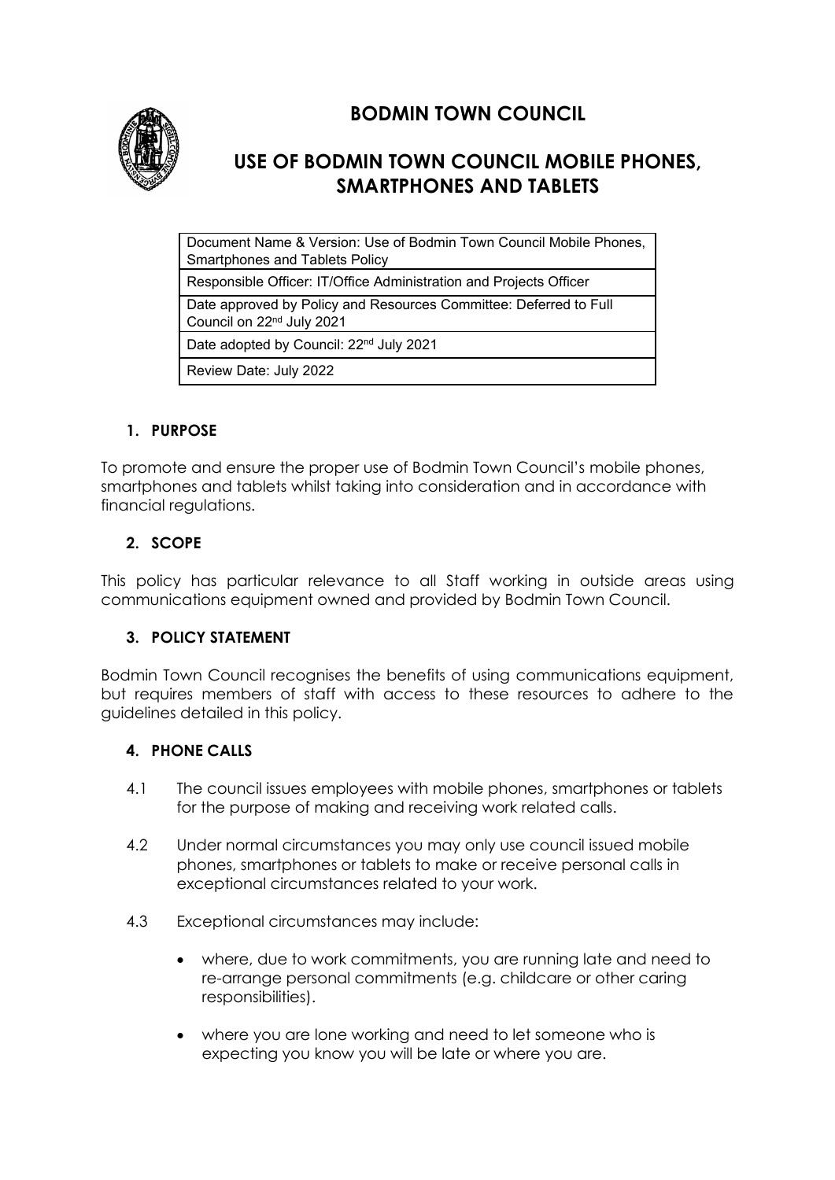# BODMIN TOWN COUNCIL

## USE OF BODMIN TOWN COUNCIL MOBILE PHONES, SMARTPHONES AND TABLETS

| Document Name & Version: Use of Bodmin Town Council Mobile Phones, Smartphones and Tablets Policy |
|---|
| Responsible Officer: IT/Office Administration and Projects Officer |
| Date approved by Policy and Resources Committee: Deferred to Full Council on 22nd July 2021 |
| Date adopted by Council: 22nd July 2021 |
| Review Date: July 2022 |

### 1. PURPOSE

To promote and ensure the proper use of Bodmin Town Council's mobile phones, smartphones and tablets whilst taking into consideration and in accordance with financial regulations.

### 2. SCOPE

This policy has particular relevance to all Staff working in outside areas using communications equipment owned and provided by Bodmin Town Council.

### 3. POLICY STATEMENT

Bodmin Town Council recognises the benefits of using communications equipment, but requires members of staff with access to these resources to adhere to the guidelines detailed in this policy.

### 4. PHONE CALLS

4.1 The council issues employees with mobile phones, smartphones or tablets for the purpose of making and receiving work related calls.

4.2 Under normal circumstances you may only use council issued mobile phones, smartphones or tablets to make or receive personal calls in exceptional circumstances related to your work.

4.3 Exceptional circumstances may include:

- where, due to work commitments, you are running late and need to re-arrange personal commitments (e.g. childcare or other caring responsibilities).
- where you are lone working and need to let someone who is expecting you know you will be late or where you are.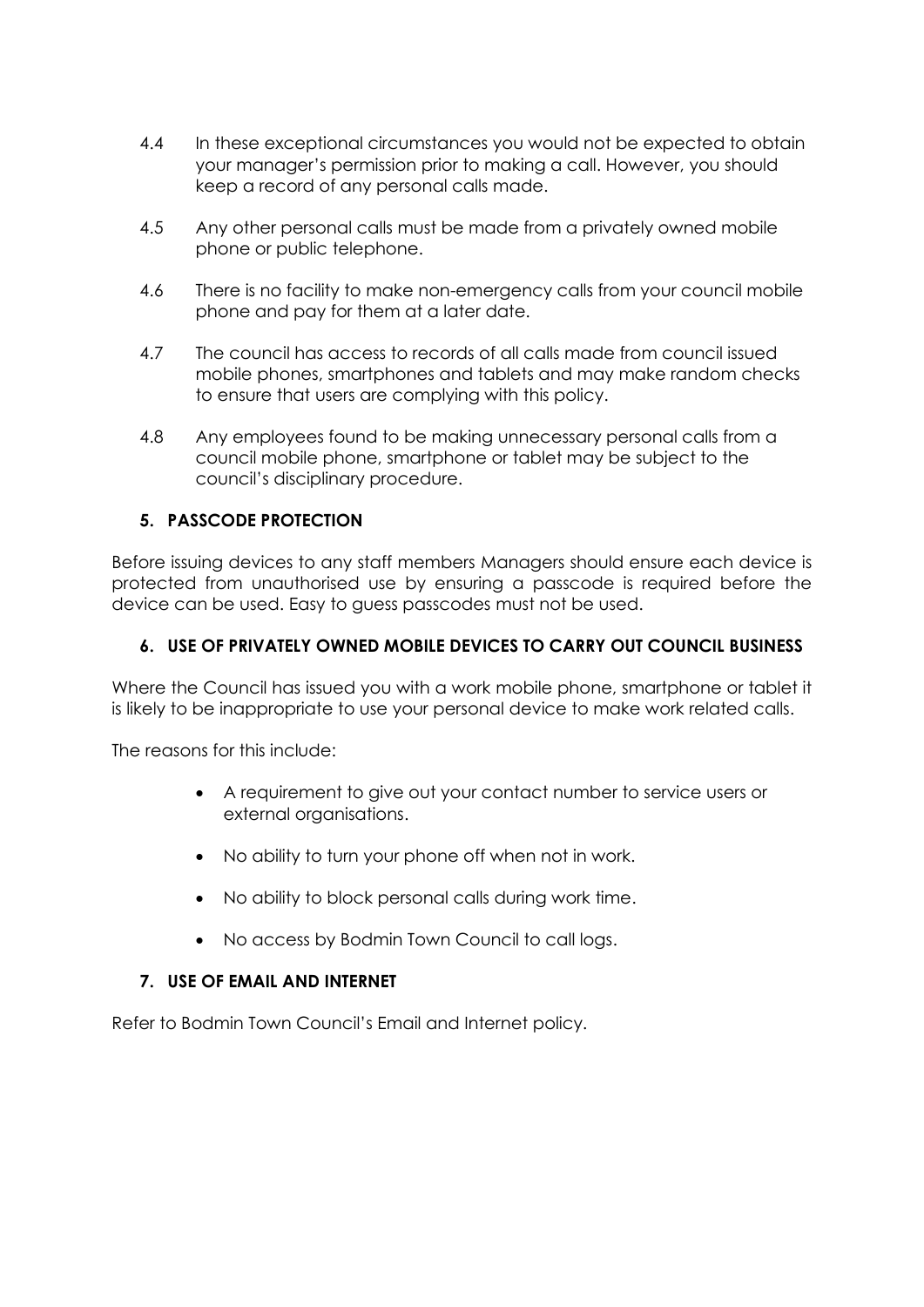4.4 In these exceptional circumstances you would not be expected to obtain your manager's permission prior to making a call. However, you should keep a record of any personal calls made.

4.5 Any other personal calls must be made from a privately owned mobile phone or public telephone.

4.6 There is no facility to make non-emergency calls from your council mobile phone and pay for them at a later date.

4.7 The council has access to records of all calls made from council issued mobile phones, smartphones and tablets and may make random checks to ensure that users are complying with this policy.

4.8 Any employees found to be making unnecessary personal calls from a council mobile phone, smartphone or tablet may be subject to the council's disciplinary procedure.

## 5. PASSCODE PROTECTION

Before issuing devices to any staff members Managers should ensure each device is protected from unauthorised use by ensuring a passcode is required before the device can be used. Easy to guess passcodes must not be used.

## 6. USE OF PRIVATELY OWNED MOBILE DEVICES TO CARRY OUT COUNCIL BUSINESS

Where the Council has issued you with a work mobile phone, smartphone or tablet it is likely to be inappropriate to use your personal device to make work related calls.

The reasons for this include:

- A requirement to give out your contact number to service users or external organisations.
- No ability to turn your phone off when not in work.
- No ability to block personal calls during work time.
- No access by Bodmin Town Council to call logs.

## 7. USE OF EMAIL AND INTERNET

Refer to Bodmin Town Council's Email and Internet policy.